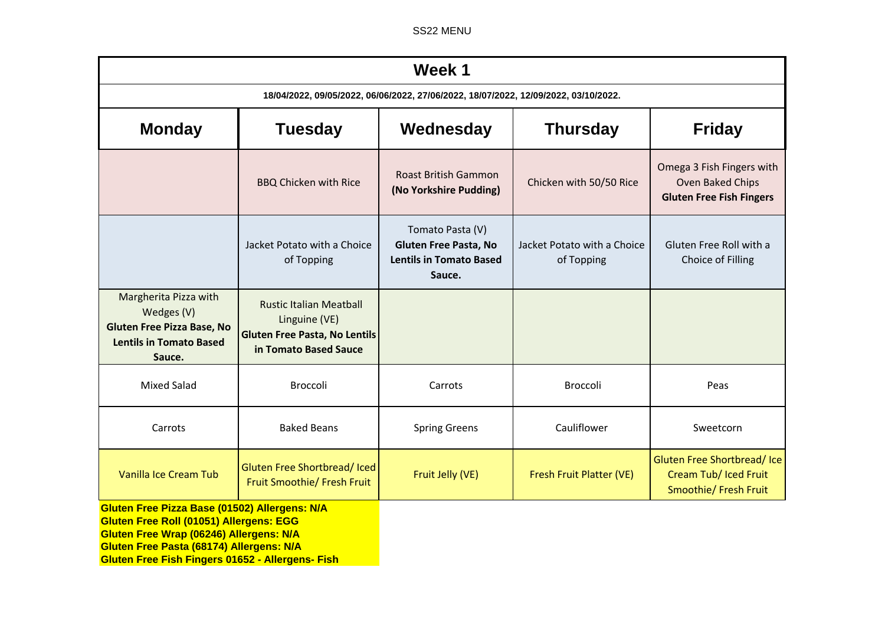SS22 MENU

| Week 1 | | | | |
|---|---|---|---|---|
| 18/04/2022, 09/05/2022, 06/06/2022, 27/06/2022, 18/07/2022, 12/09/2022, 03/10/2022. | | | | |
| **Monday** | **Tuesday** | **Wednesday** | **Thursday** | **Friday** |
| | BBQ Chicken with Rice | Roast British Gammon **(No Yorkshire Pudding)** | Chicken with 50/50 Rice | Omega 3 Fish Fingers with Oven Baked Chips **Gluten Free Fish Fingers** |
| | Jacket Potato with a Choice of Topping | Tomato Pasta (V) **Gluten Free Pasta, No Lentils in Tomato Based Sauce.** | Jacket Potato with a Choice of Topping | Gluten Free Roll with a Choice of Filling |
| Margherita Pizza with Wedges (V) **Gluten Free Pizza Base, No Lentils in Tomato Based Sauce.** | Rustic Italian Meatball Linguine (VE) **Gluten Free Pasta, No Lentils in Tomato Based Sauce** | | | |
| Mixed Salad | Broccoli | Carrots | Broccoli | Peas |
| Carrots | Baked Beans | Spring Greens | Cauliflower | Sweetcorn |
| Vanilla Ice Cream Tub | Gluten Free Shortbread/ Iced Fruit Smoothie/ Fresh Fruit | Fruit Jelly (VE) | Fresh Fruit Platter (VE) | Gluten Free Shortbread/ Ice Cream Tub/ Iced Fruit Smoothie/ Fresh Fruit |

**Gluten Free Pizza Base (01502) Allergens: N/A**
**Gluten Free Roll (01051) Allergens: EGG**
**Gluten Free Wrap (06246) Allergens: N/A**
**Gluten Free Pasta (68174) Allergens: N/A**
**Gluten Free Fish Fingers 01652 - Allergens- Fish**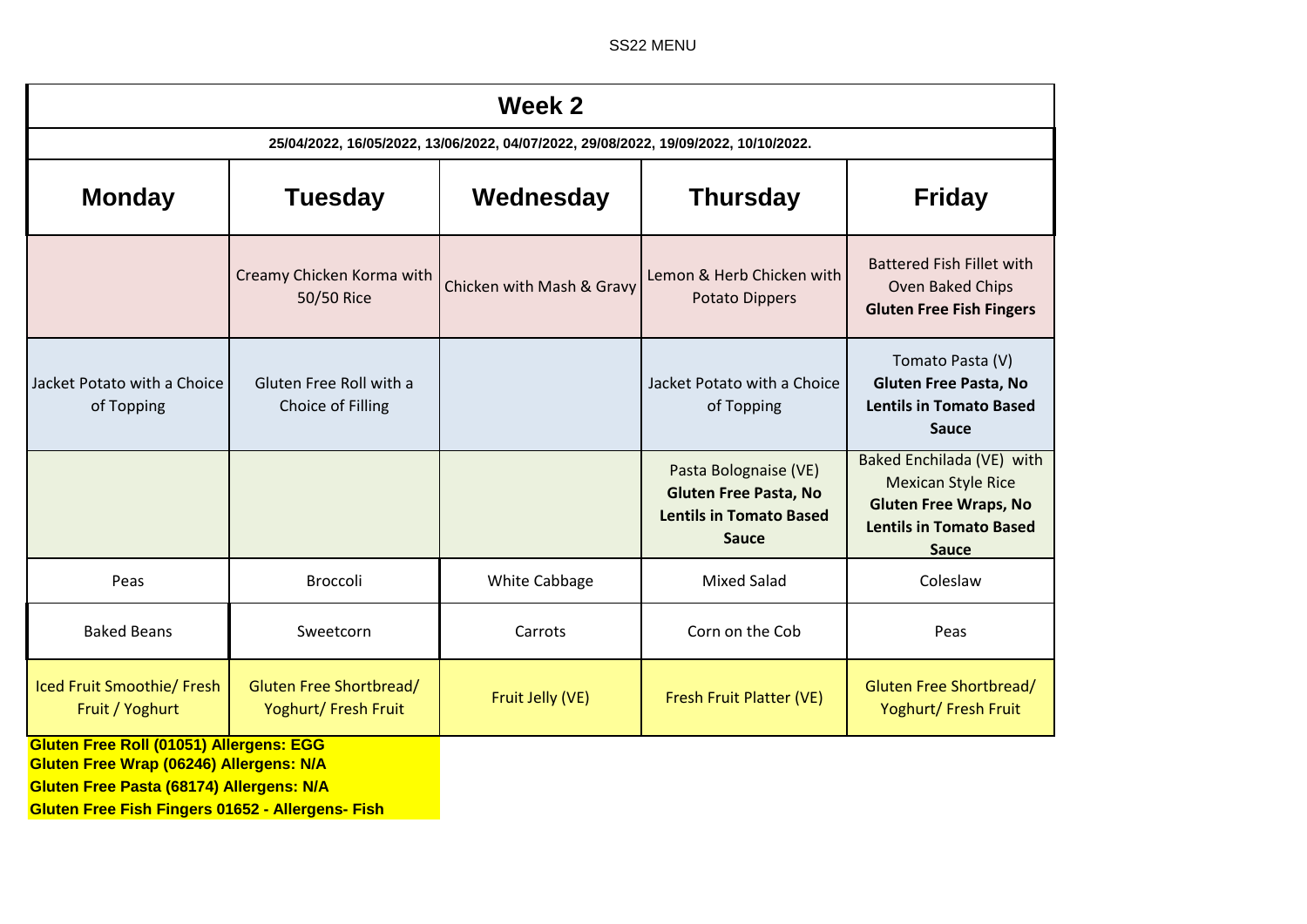SS22 MENU

## Week 2

25/04/2022, 16/05/2022, 13/06/2022, 04/07/2022, 29/08/2022, 19/09/2022, 10/10/2022.

| Monday | Tuesday | Wednesday | Thursday | Friday |
|---|---|---|---|---|
| | Creamy Chicken Korma with 50/50 Rice | Chicken with Mash & Gravy | Lemon & Herb Chicken with Potato Dippers | Battered Fish Fillet with Oven Baked Chips **Gluten Free Fish Fingers** |
| Jacket Potato with a Choice of Topping | Gluten Free Roll with a Choice of Filling | | Jacket Potato with a Choice of Topping | Tomato Pasta (V) **Gluten Free Pasta, No Lentils in Tomato Based Sauce** |
| | | | Pasta Bolognaise (VE) **Gluten Free Pasta, No Lentils in Tomato Based Sauce** | Baked Enchilada (VE) with Mexican Style Rice **Gluten Free Wraps, No Lentils in Tomato Based Sauce** |
| Peas | Broccoli | White Cabbage | Mixed Salad | Coleslaw |
| Baked Beans | Sweetcorn | Carrots | Corn on the Cob | Peas |
| Iced Fruit Smoothie/ Fresh Fruit / Yoghurt | Gluten Free Shortbread/ Yoghurt/ Fresh Fruit | Fruit Jelly (VE) | Fresh Fruit Platter (VE) | Gluten Free Shortbread/ Yoghurt/ Fresh Fruit |

**Gluten Free Roll (01051) Allergens: EGG**
**Gluten Free Wrap (06246) Allergens: N/A**
**Gluten Free Pasta (68174) Allergens: N/A**
**Gluten Free Fish Fingers 01652 - Allergens- Fish**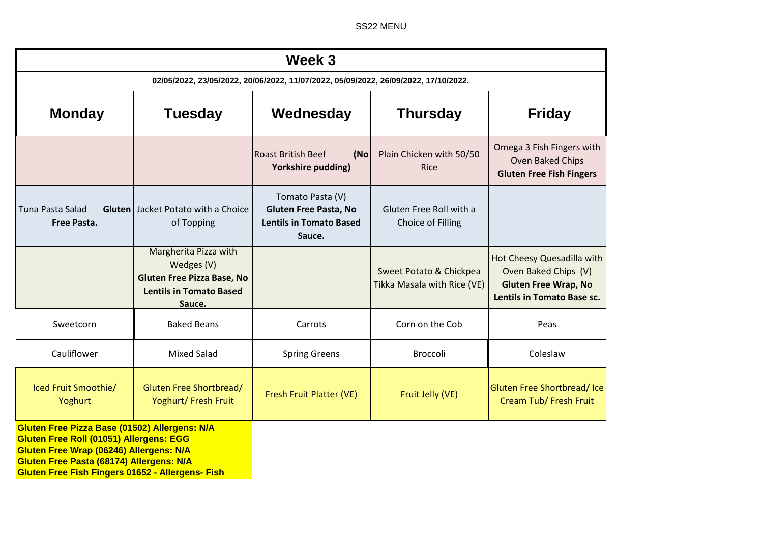SS22 MENU

## Week 3

02/05/2022, 23/05/2022, 20/06/2022, 11/07/2022, 05/09/2022, 26/09/2022, 17/10/2022.

| Monday | Tuesday | Wednesday | Thursday | Friday |
|---|---|---|---|---|
| | | Roast British Beef **(No Yorkshire pudding)** | Plain Chicken with 50/50 Rice | Omega 3 Fish Fingers with Oven Baked Chips **Gluten Free Fish Fingers** |
| Tuna Pasta Salad **Gluten Free Pasta.** | Jacket Potato with a Choice of Topping | Tomato Pasta (V) **Gluten Free Pasta, No Lentils in Tomato Based Sauce.** | Gluten Free Roll with a Choice of Filling | |
| | Margherita Pizza with Wedges (V) **Gluten Free Pizza Base, No Lentils in Tomato Based Sauce.** | | Sweet Potato & Chickpea Tikka Masala with Rice (VE) | Hot Cheesy Quesadilla with Oven Baked Chips (V) **Gluten Free Wrap, No Lentils in Tomato Base sc.** |
| Sweetcorn | Baked Beans | Carrots | Corn on the Cob | Peas |
| Cauliflower | Mixed Salad | Spring Greens | Broccoli | Coleslaw |
| Iced Fruit Smoothie/ Yoghurt | Gluten Free Shortbread/ Yoghurt/ Fresh Fruit | Fresh Fruit Platter (VE) | Fruit Jelly (VE) | Gluten Free Shortbread/ Ice Cream Tub/ Fresh Fruit |

**Gluten Free Pizza Base (01502) Allergens: N/A**
**Gluten Free Roll (01051) Allergens: EGG**
**Gluten Free Wrap (06246) Allergens: N/A**
**Gluten Free Pasta (68174) Allergens: N/A**
**Gluten Free Fish Fingers 01652 - Allergens- Fish**